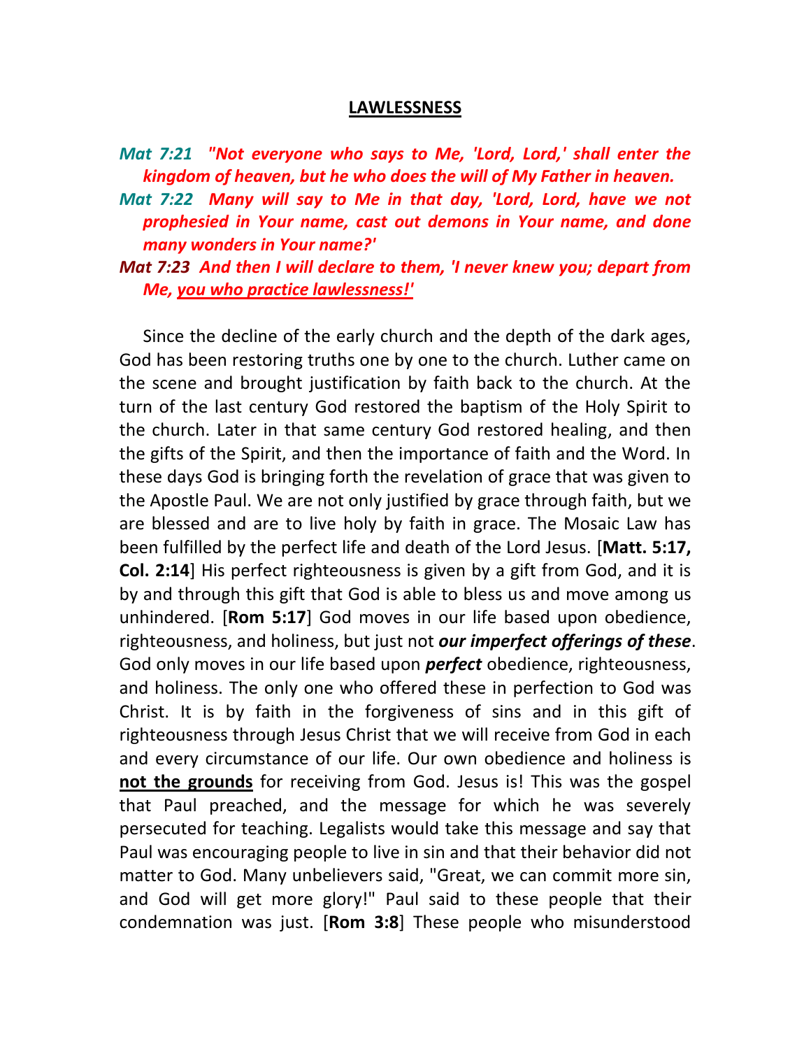# LAWLESSNESS

*Mat 7:21 "Not everyone who says to Me, 'Lord, Lord,' shall enter the kingdom of heaven, but he who does the will of My Father in heaven.*

*Mat 7:22 Many will say to Me in that day, 'Lord, Lord, have we not prophesied in Your name, cast out demons in Your name, and done many wonders in Your name?'*

*Mat 7:23 And then I will declare to them, 'I never knew you; depart from Me, <u>you who practice lawlessness!'</u>*

Since the decline of the early church and the depth of the dark ages, God has been restoring truths one by one to the church. Luther came on the scene and brought justification by faith back to the church. At the turn of the last century God restored the baptism of the Holy Spirit to the church. Later in that same century God restored healing, and then the gifts of the Spirit, and then the importance of faith and the Word. In these days God is bringing forth the revelation of grace that was given to the Apostle Paul. We are not only justified by grace through faith, but we are blessed and are to live holy by faith in grace. The Mosaic Law has been fulfilled by the perfect life and death of the Lord Jesus. [**Matt. 5:17, Col. 2:14**] His perfect righteousness is given by a gift from God, and it is by and through this gift that God is able to bless us and move among us unhindered. [**Rom 5:17**] God moves in our life based upon obedience, righteousness, and holiness, but just not ***our imperfect offerings of these***. God only moves in our life based upon ***perfect*** obedience, righteousness, and holiness. The only one who offered these in perfection to God was Christ. It is by faith in the forgiveness of sins and in this gift of righteousness through Jesus Christ that we will receive from God in each and every circumstance of our life. Our own obedience and holiness is **<u>not the grounds</u>** for receiving from God. Jesus is! This was the gospel that Paul preached, and the message for which he was severely persecuted for teaching. Legalists would take this message and say that Paul was encouraging people to live in sin and that their behavior did not matter to God. Many unbelievers said, "Great, we can commit more sin, and God will get more glory!" Paul said to these people that their condemnation was just. [**Rom 3:8**] These people who misunderstood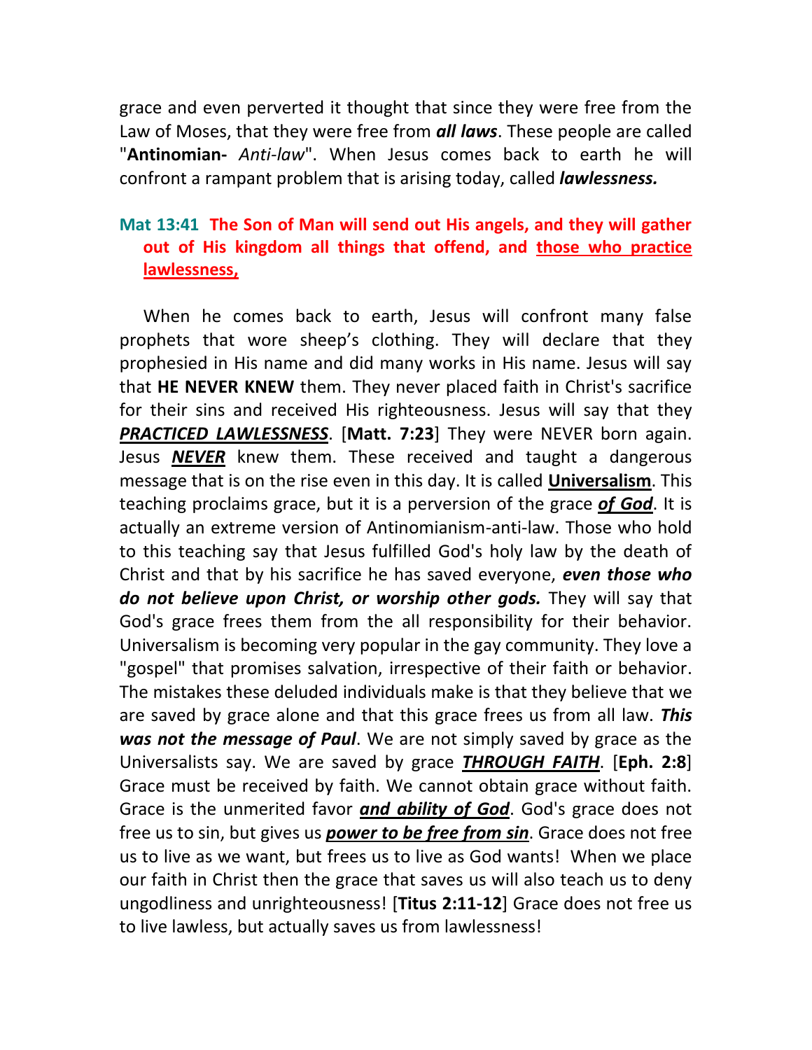grace and even perverted it thought that since they were free from the Law of Moses, that they were free from ***all laws***. These people are called "**Antinomian-** *Anti-law*". When Jesus comes back to earth he will confront a rampant problem that is arising today, called ***lawlessness.***

**Mat 13:41 The Son of Man will send out His angels, and they will gather out of His kingdom all things that offend, and <u>those who practice lawlessness,</u>**

When he comes back to earth, Jesus will confront many false prophets that wore sheep's clothing. They will declare that they prophesied in His name and did many works in His name. Jesus will say that **HE NEVER KNEW** them. They never placed faith in Christ's sacrifice for their sins and received His righteousness. Jesus will say that they ***<u>PRACTICED LAWLESSNESS</u>***. [**Matt. 7:23**] They were NEVER born again. Jesus ***<u>NEVER</u>*** knew them. These received and taught a dangerous message that is on the rise even in this day. It is called **<u>Universalism</u>**. This teaching proclaims grace, but it is a perversion of the grace ***<u>of God</u>***. It is actually an extreme version of Antinomianism-anti-law. Those who hold to this teaching say that Jesus fulfilled God's holy law by the death of Christ and that by his sacrifice he has saved everyone, ***even those who do not believe upon Christ, or worship other gods.*** They will say that God's grace frees them from the all responsibility for their behavior. Universalism is becoming very popular in the gay community. They love a "gospel" that promises salvation, irrespective of their faith or behavior. The mistakes these deluded individuals make is that they believe that we are saved by grace alone and that this grace frees us from all law. ***This was not the message of Paul***. We are not simply saved by grace as the Universalists say. We are saved by grace ***<u>THROUGH FAITH</u>***. [**Eph. 2:8**] Grace must be received by faith. We cannot obtain grace without faith. Grace is the unmerited favor ***<u>and ability of God</u>***. God's grace does not free us to sin, but gives us ***<u>power to be free from sin</u>***. Grace does not free us to live as we want, but frees us to live as God wants! When we place our faith in Christ then the grace that saves us will also teach us to deny ungodliness and unrighteousness! [**Titus 2:11-12**] Grace does not free us to live lawless, but actually saves us from lawlessness!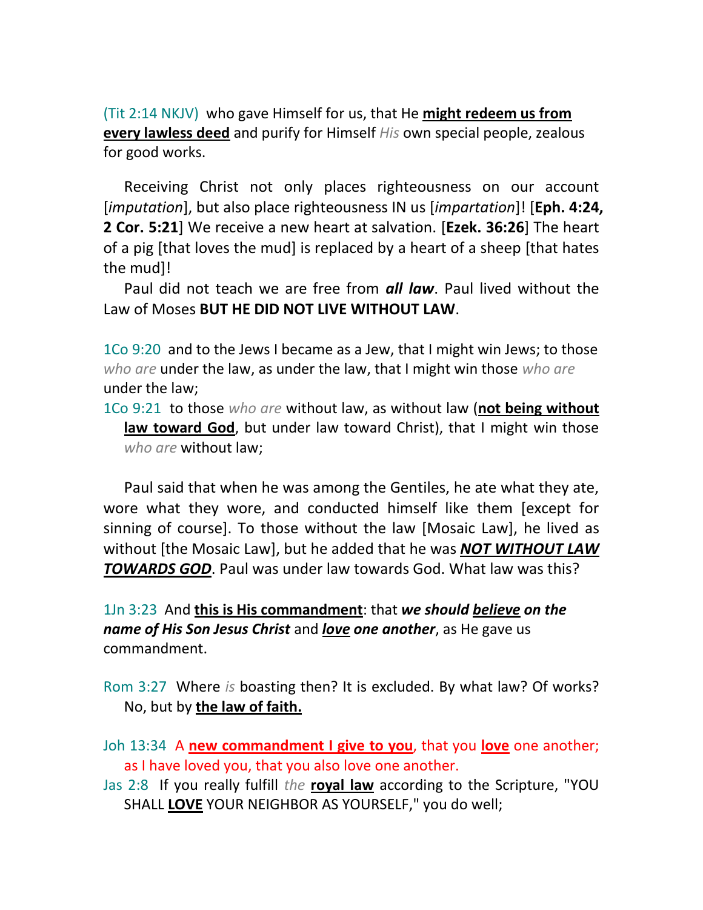(Tit 2:14 NKJV) who gave Himself for us, that He **might redeem us from every lawless deed** and purify for Himself *His* own special people, zealous for good works.

Receiving Christ not only places righteousness on our account [*imputation*], but also place righteousness IN us [*impartation*]! [**Eph. 4:24, 2 Cor. 5:21**] We receive a new heart at salvation. [**Ezek. 36:26**] The heart of a pig [that loves the mud] is replaced by a heart of a sheep [that hates the mud]!

Paul did not teach we are free from ***all law***. Paul lived without the Law of Moses **BUT HE DID NOT LIVE WITHOUT LAW**.

1Co 9:20 and to the Jews I became as a Jew, that I might win Jews; to those *who are* under the law, as under the law, that I might win those *who are* under the law;

1Co 9:21 to those *who are* without law, as without law (**not being without law toward God**, but under law toward Christ), that I might win those *who are* without law;

Paul said that when he was among the Gentiles, he ate what they ate, wore what they wore, and conducted himself like them [except for sinning of course]. To those without the law [Mosaic Law], he lived as without [the Mosaic Law], but he added that he was ***NOT WITHOUT LAW TOWARDS GOD***. Paul was under law towards God. What law was this?

1Jn 3:23 And **this is His commandment**: that ***we should believe on the name of His Son Jesus Christ*** and ***love one another***, as He gave us commandment.

Rom 3:27 Where *is* boasting then? It is excluded. By what law? Of works? No, but by **the law of faith.**

Joh 13:34 A **new commandment I give to you**, that you **love** one another; as I have loved you, that you also love one another.

Jas 2:8 If you really fulfill *the* **royal law** according to the Scripture, "YOU SHALL **LOVE** YOUR NEIGHBOR AS YOURSELF," you do well;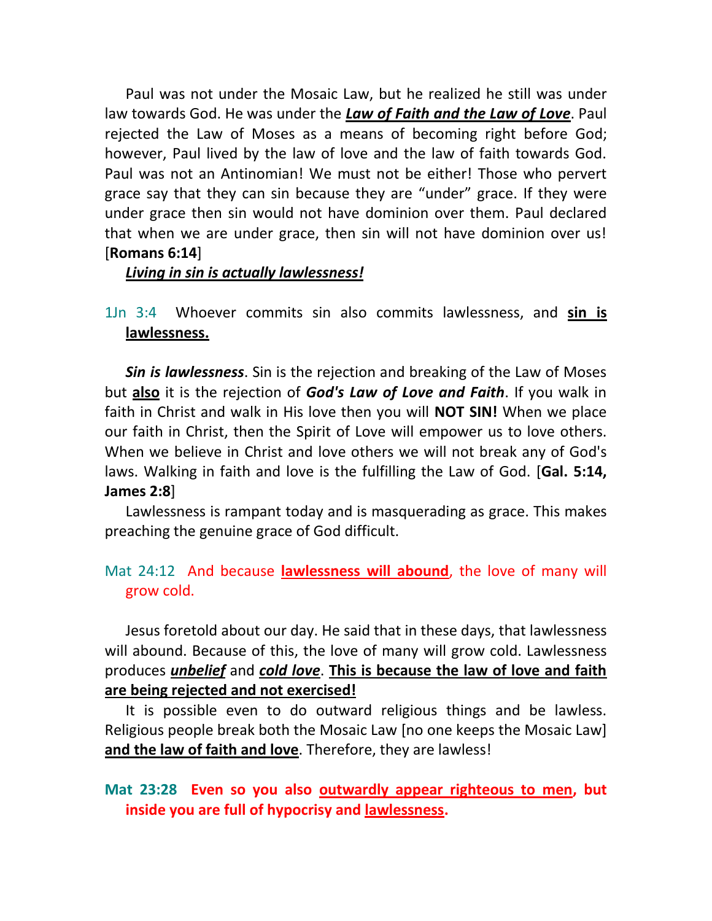Paul was not under the Mosaic Law, but he realized he still was under law towards God. He was under the ***Law of Faith and the Law of Love***. Paul rejected the Law of Moses as a means of becoming right before God; however, Paul lived by the law of love and the law of faith towards God. Paul was not an Antinomian! We must not be either! Those who pervert grace say that they can sin because they are "under" grace. If they were under grace then sin would not have dominion over them. Paul declared that when we are under grace, then sin will not have dominion over us! [**Romans 6:14**]

***Living in sin is actually lawlessness!***

1Jn 3:4 Whoever commits sin also commits lawlessness, and **sin is lawlessness.**

***Sin is lawlessness***. Sin is the rejection and breaking of the Law of Moses but **also** it is the rejection of ***God's Law of Love and Faith***. If you walk in faith in Christ and walk in His love then you will **NOT SIN!** When we place our faith in Christ, then the Spirit of Love will empower us to love others. When we believe in Christ and love others we will not break any of God's laws. Walking in faith and love is the fulfilling the Law of God. [**Gal. 5:14, James 2:8**]

Lawlessness is rampant today and is masquerading as grace. This makes preaching the genuine grace of God difficult.

Mat 24:12 And because **lawlessness will abound**, the love of many will grow cold.

Jesus foretold about our day. He said that in these days, that lawlessness will abound. Because of this, the love of many will grow cold. Lawlessness produces ***unbelief*** and ***cold love***. **This is because the law of love and faith are being rejected and not exercised!**

It is possible even to do outward religious things and be lawless. Religious people break both the Mosaic Law [no one keeps the Mosaic Law] **and the law of faith and love**. Therefore, they are lawless!

**Mat 23:28 Even so you also outwardly appear righteous to men, but inside you are full of hypocrisy and lawlessness.**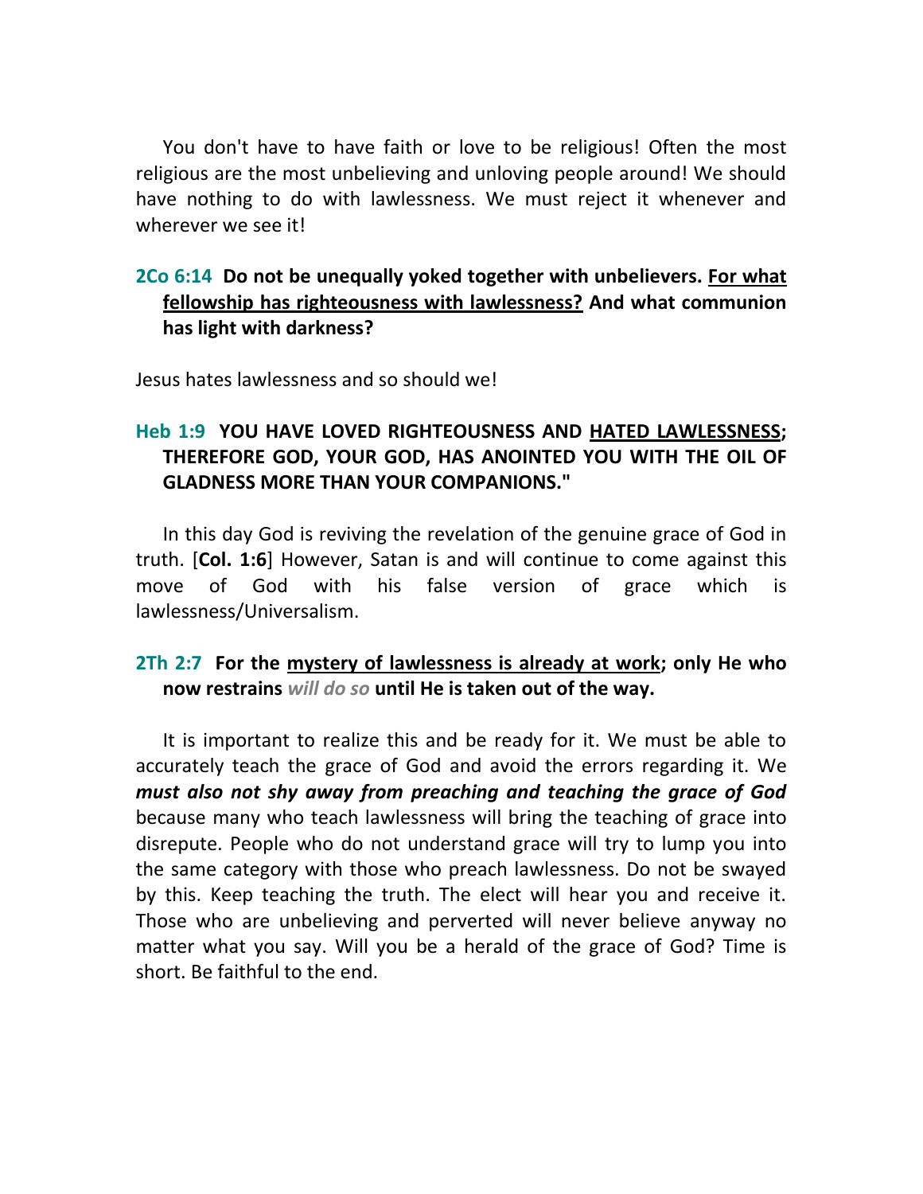You don't have to have faith or love to be religious! Often the most religious are the most unbelieving and unloving people around! We should have nothing to do with lawlessness. We must reject it whenever and wherever we see it!

**2Co 6:14 Do not be unequally yoked together with unbelievers. <u>For what fellowship has righteousness with lawlessness?</u> And what communion has light with darkness?**

Jesus hates lawlessness and so should we!

**Heb 1:9 YOU HAVE LOVED RIGHTEOUSNESS AND <u>HATED LAWLESSNESS</u>; THEREFORE GOD, YOUR GOD, HAS ANOINTED YOU WITH THE OIL OF GLADNESS MORE THAN YOUR COMPANIONS."**

In this day God is reviving the revelation of the genuine grace of God in truth. [**Col. 1:6**] However, Satan is and will continue to come against this move of God with his false version of grace which is lawlessness/Universalism.

**2Th 2:7 For the <u>mystery of lawlessness is already at work</u>; only He who now restrains *will do so* until He is taken out of the way.**

It is important to realize this and be ready for it. We must be able to accurately teach the grace of God and avoid the errors regarding it. We ***must also not shy away from preaching and teaching the grace of God*** because many who teach lawlessness will bring the teaching of grace into disrepute. People who do not understand grace will try to lump you into the same category with those who preach lawlessness. Do not be swayed by this. Keep teaching the truth. The elect will hear you and receive it. Those who are unbelieving and perverted will never believe anyway no matter what you say. Will you be a herald of the grace of God? Time is short. Be faithful to the end.